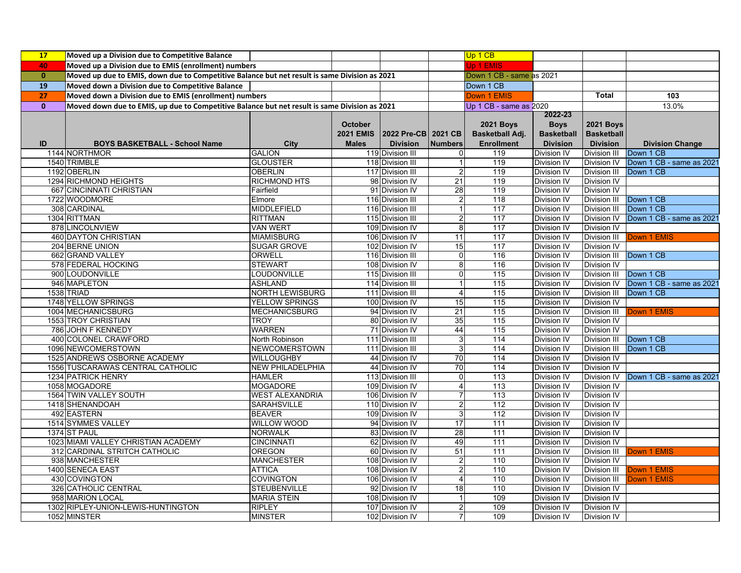| | | | | | | | | |
|---|---|---|---|---|---|---|---|---|
| 17 | Moved up a Division due to Competitive Balance | | | | Up 1 CB | | | |
| 40 | Moved up a Division due to EMIS (enrollment) numbers | | | | Up 1 EMIS | | | |
| 0 | Moved up due to EMIS, down due to Competitive Balance but net result is same Division as 2021 | | | | Down 1 CB - same as 2021 | | | |
| 19 | Moved down a Division due to Competitive Balance | | | | Down 1 CB | | | |
| 27 | Moved down a Division due to EMIS (enrollment) numbers | | | | Down 1 EMIS | | Total | 103 |
| 0 | Moved down due to EMIS, up due to Competitive Balance but net result is same Division as 2021 | | | | Up 1 CB - same as 2020 | | | 13.0% |

| ID | BOYS BASKETBALL - School Name | City | October 2021 EMIS Males | 2022 Pre-CB Division | 2021 CB Numbers | 2021 Boys Basketball Adj. Enrollment | 2022-23 Boys Basketball Division | 2021 Boys Basketball Division | Division Change |
|---|---|---|---|---|---|---|---|---|---|
| 1144 | NORTHMOR | GALION | 119 | Division III | 0 | 119 | Division IV | Division III | Down 1 CB |
| 1540 | TRIMBLE | GLOUSTER | 118 | Division III | 1 | 119 | Division IV | Division IV | Down 1 CB - same as 2021 |
| 1192 | OBERLIN | OBERLIN | 117 | Division III | 2 | 119 | Division IV | Division III | Down 1 CB |
| 1294 | RICHMOND HEIGHTS | RICHMOND HTS | 98 | Division IV | 21 | 119 | Division IV | Division IV | |
| 667 | CINCINNATI CHRISTIAN | Fairfield | 91 | Division IV | 28 | 119 | Division IV | Division IV | |
| 1722 | WOODMORE | Elmore | 116 | Division III | 2 | 118 | Division IV | Division III | Down 1 CB |
| 308 | CARDINAL | MIDDLEFIELD | 116 | Division III | 1 | 117 | Division IV | Division III | Down 1 CB |
| 1304 | RITTMAN | RITTMAN | 115 | Division III | 2 | 117 | Division IV | Division IV | Down 1 CB - same as 2021 |
| 878 | LINCOLNVIEW | VAN WERT | 109 | Division IV | 8 | 117 | Division IV | Division IV | |
| 460 | DAYTON CHRISTIAN | MIAMISBURG | 106 | Division IV | 11 | 117 | Division IV | Division III | Down 1 EMIS |
| 204 | BERNE UNION | SUGAR GROVE | 102 | Division IV | 15 | 117 | Division IV | Division IV | |
| 662 | GRAND VALLEY | ORWELL | 116 | Division III | 0 | 116 | Division IV | Division III | Down 1 CB |
| 578 | FEDERAL HOCKING | STEWART | 108 | Division IV | 8 | 116 | Division IV | Division IV | |
| 900 | LOUDONVILLE | LOUDONVILLE | 115 | Division III | 0 | 115 | Division IV | Division III | Down 1 CB |
| 946 | MAPLETON | ASHLAND | 114 | Division III | 1 | 115 | Division IV | Division IV | Down 1 CB - same as 2021 |
| 1538 | TRIAD | NORTH LEWISBURG | 111 | Division III | 4 | 115 | Division IV | Division III | Down 1 CB |
| 1748 | YELLOW SPRINGS | YELLOW SPRINGS | 100 | Division IV | 15 | 115 | Division IV | Division IV | |
| 1004 | MECHANICSBURG | MECHANICSBURG | 94 | Division IV | 21 | 115 | Division IV | Division III | Down 1 EMIS |
| 1553 | TROY CHRISTIAN | TROY | 80 | Division IV | 35 | 115 | Division IV | Division IV | |
| 786 | JOHN F KENNEDY | WARREN | 71 | Division IV | 44 | 115 | Division IV | Division IV | |
| 400 | COLONEL CRAWFORD | North Robinson | 111 | Division III | 3 | 114 | Division IV | Division III | Down 1 CB |
| 1096 | NEWCOMERSTOWN | NEWCOMERSTOWN | 111 | Division III | 3 | 114 | Division IV | Division III | Down 1 CB |
| 1525 | ANDREWS OSBORNE ACADEMY | WILLOUGHBY | 44 | Division IV | 70 | 114 | Division IV | Division IV | |
| 1556 | TUSCARAWAS CENTRAL CATHOLIC | NEW PHILADELPHIA | 44 | Division IV | 70 | 114 | Division IV | Division IV | |
| 1234 | PATRICK HENRY | HAMLER | 113 | Division III | 0 | 113 | Division IV | Division IV | Down 1 CB - same as 2021 |
| 1058 | MOGADORE | MOGADORE | 109 | Division IV | 4 | 113 | Division IV | Division IV | |
| 1564 | TWIN VALLEY SOUTH | WEST ALEXANDRIA | 106 | Division IV | 7 | 113 | Division IV | Division IV | |
| 1418 | SHENANDOAH | SARAHSVILLE | 110 | Division IV | 2 | 112 | Division IV | Division IV | |
| 492 | EASTERN | BEAVER | 109 | Division IV | 3 | 112 | Division IV | Division IV | |
| 1514 | SYMMES VALLEY | WILLOW WOOD | 94 | Division IV | 17 | 111 | Division IV | Division IV | |
| 1374 | ST PAUL | NORWALK | 83 | Division IV | 28 | 111 | Division IV | Division IV | |
| 1023 | MIAMI VALLEY CHRISTIAN ACADEMY | CINCINNATI | 62 | Division IV | 49 | 111 | Division IV | Division IV | |
| 312 | CARDINAL STRITCH CATHOLIC | OREGON | 60 | Division IV | 51 | 111 | Division IV | Division III | Down 1 EMIS |
| 938 | MANCHESTER | MANCHESTER | 108 | Division IV | 2 | 110 | Division IV | Division IV | |
| 1400 | SENECA EAST | ATTICA | 108 | Division IV | 2 | 110 | Division IV | Division III | Down 1 EMIS |
| 430 | COVINGTON | COVINGTON | 106 | Division IV | 4 | 110 | Division IV | Division III | Down 1 EMIS |
| 326 | CATHOLIC CENTRAL | STEUBENVILLE | 92 | Division IV | 18 | 110 | Division IV | Division IV | |
| 958 | MARION LOCAL | MARIA STEIN | 108 | Division IV | 1 | 109 | Division IV | Division IV | |
| 1302 | RIPLEY-UNION-LEWIS-HUNTINGTON | RIPLEY | 107 | Division IV | 2 | 109 | Division IV | Division IV | |
| 1052 | MINSTER | MINSTER | 102 | Division IV | 7 | 109 | Division IV | Division IV | |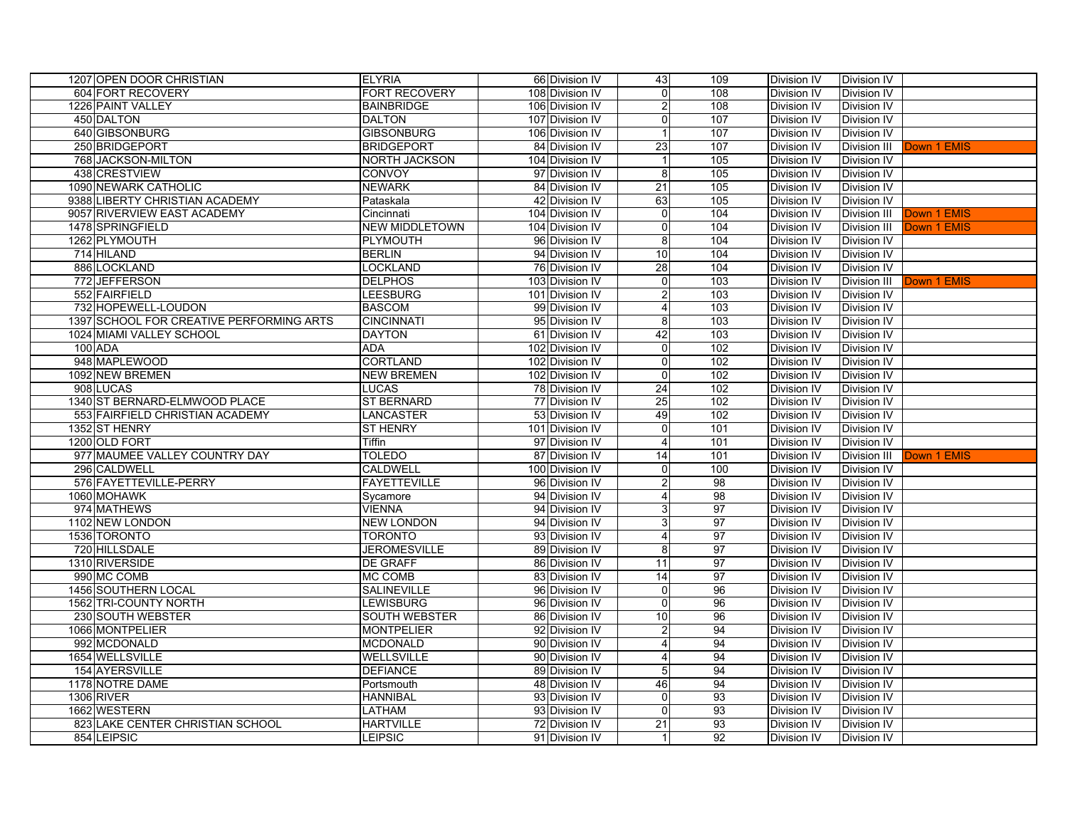| | | | | | | | | | |
|---|---|---|---|---|---|---|---|---|---|
| 1207 | OPEN DOOR CHRISTIAN | ELYRIA | 66 | Division IV | 43 | 109 | Division IV | Division IV | |
| 604 | FORT RECOVERY | FORT RECOVERY | 108 | Division IV | 0 | 108 | Division IV | Division IV | |
| 1226 | PAINT VALLEY | BAINBRIDGE | 106 | Division IV | 2 | 108 | Division IV | Division IV | |
| 450 | DALTON | DALTON | 107 | Division IV | 0 | 107 | Division IV | Division IV | |
| 640 | GIBSONBURG | GIBSONBURG | 106 | Division IV | 1 | 107 | Division IV | Division IV | |
| 250 | BRIDGEPORT | BRIDGEPORT | 84 | Division IV | 23 | 107 | Division IV | Division III | Down 1 EMIS |
| 768 | JACKSON-MILTON | NORTH JACKSON | 104 | Division IV | 1 | 105 | Division IV | Division IV | |
| 438 | CRESTVIEW | CONVOY | 97 | Division IV | 8 | 105 | Division IV | Division IV | |
| 1090 | NEWARK CATHOLIC | NEWARK | 84 | Division IV | 21 | 105 | Division IV | Division IV | |
| 9388 | LIBERTY CHRISTIAN ACADEMY | Pataskala | 42 | Division IV | 63 | 105 | Division IV | Division IV | |
| 9057 | RIVERVIEW EAST ACADEMY | Cincinnati | 104 | Division IV | 0 | 104 | Division IV | Division III | Down 1 EMIS |
| 1478 | SPRINGFIELD | NEW MIDDLETOWN | 104 | Division IV | 0 | 104 | Division IV | Division III | Down 1 EMIS |
| 1262 | PLYMOUTH | PLYMOUTH | 96 | Division IV | 8 | 104 | Division IV | Division IV | |
| 714 | HILAND | BERLIN | 94 | Division IV | 10 | 104 | Division IV | Division IV | |
| 886 | LOCKLAND | LOCKLAND | 76 | Division IV | 28 | 104 | Division IV | Division IV | |
| 772 | JEFFERSON | DELPHOS | 103 | Division IV | 0 | 103 | Division IV | Division III | Down 1 EMIS |
| 552 | FAIRFIELD | LEESBURG | 101 | Division IV | 2 | 103 | Division IV | Division IV | |
| 732 | HOPEWELL-LOUDON | BASCOM | 99 | Division IV | 4 | 103 | Division IV | Division IV | |
| 1397 | SCHOOL FOR CREATIVE PERFORMING ARTS | CINCINNATI | 95 | Division IV | 8 | 103 | Division IV | Division IV | |
| 1024 | MIAMI VALLEY SCHOOL | DAYTON | 61 | Division IV | 42 | 103 | Division IV | Division IV | |
| 100 | ADA | ADA | 102 | Division IV | 0 | 102 | Division IV | Division IV | |
| 948 | MAPLEWOOD | CORTLAND | 102 | Division IV | 0 | 102 | Division IV | Division IV | |
| 1092 | NEW BREMEN | NEW BREMEN | 102 | Division IV | 0 | 102 | Division IV | Division IV | |
| 908 | LUCAS | LUCAS | 78 | Division IV | 24 | 102 | Division IV | Division IV | |
| 1340 | ST BERNARD-ELMWOOD PLACE | ST BERNARD | 77 | Division IV | 25 | 102 | Division IV | Division IV | |
| 553 | FAIRFIELD CHRISTIAN ACADEMY | LANCASTER | 53 | Division IV | 49 | 102 | Division IV | Division IV | |
| 1352 | ST HENRY | ST HENRY | 101 | Division IV | 0 | 101 | Division IV | Division IV | |
| 1200 | OLD FORT | Tiffin | 97 | Division IV | 4 | 101 | Division IV | Division IV | |
| 977 | MAUMEE VALLEY COUNTRY DAY | TOLEDO | 87 | Division IV | 14 | 101 | Division IV | Division III | Down 1 EMIS |
| 296 | CALDWELL | CALDWELL | 100 | Division IV | 0 | 100 | Division IV | Division IV | |
| 576 | FAYETTEVILLE-PERRY | FAYETTEVILLE | 96 | Division IV | 2 | 98 | Division IV | Division IV | |
| 1060 | MOHAWK | Sycamore | 94 | Division IV | 4 | 98 | Division IV | Division IV | |
| 974 | MATHEWS | VIENNA | 94 | Division IV | 3 | 97 | Division IV | Division IV | |
| 1102 | NEW LONDON | NEW LONDON | 94 | Division IV | 3 | 97 | Division IV | Division IV | |
| 1536 | TORONTO | TORONTO | 93 | Division IV | 4 | 97 | Division IV | Division IV | |
| 720 | HILLSDALE | JEROMESVILLE | 89 | Division IV | 8 | 97 | Division IV | Division IV | |
| 1310 | RIVERSIDE | DE GRAFF | 86 | Division IV | 11 | 97 | Division IV | Division IV | |
| 990 | MC COMB | MC COMB | 83 | Division IV | 14 | 97 | Division IV | Division IV | |
| 1456 | SOUTHERN LOCAL | SALINEVILLE | 96 | Division IV | 0 | 96 | Division IV | Division IV | |
| 1562 | TRI-COUNTY NORTH | LEWISBURG | 96 | Division IV | 0 | 96 | Division IV | Division IV | |
| 230 | SOUTH WEBSTER | SOUTH WEBSTER | 86 | Division IV | 10 | 96 | Division IV | Division IV | |
| 1066 | MONTPELIER | MONTPELIER | 92 | Division IV | 2 | 94 | Division IV | Division IV | |
| 992 | MCDONALD | MCDONALD | 90 | Division IV | 4 | 94 | Division IV | Division IV | |
| 1654 | WELLSVILLE | WELLSVILLE | 90 | Division IV | 4 | 94 | Division IV | Division IV | |
| 154 | AYERSVILLE | DEFIANCE | 89 | Division IV | 5 | 94 | Division IV | Division IV | |
| 1178 | NOTRE DAME | Portsmouth | 48 | Division IV | 46 | 94 | Division IV | Division IV | |
| 1306 | RIVER | HANNIBAL | 93 | Division IV | 0 | 93 | Division IV | Division IV | |
| 1662 | WESTERN | LATHAM | 93 | Division IV | 0 | 93 | Division IV | Division IV | |
| 823 | LAKE CENTER CHRISTIAN SCHOOL | HARTVILLE | 72 | Division IV | 21 | 93 | Division IV | Division IV | |
| 854 | LEIPSIC | LEIPSIC | 91 | Division IV | 1 | 92 | Division IV | Division IV | |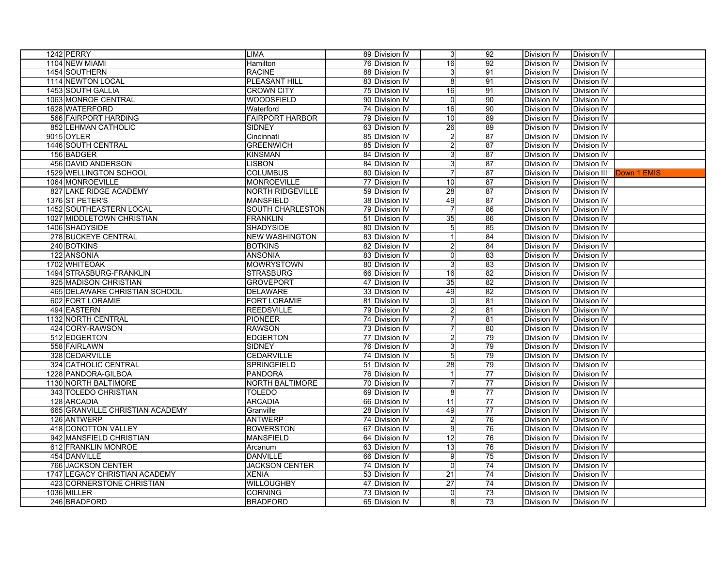| | | | | | | | | |
|---|---|---|---|---|---|---|---|---|
| 1242 | PERRY | LIMA | 89 | Division IV | 3 | 92 | Division IV | Division IV | |
| 1104 | NEW MIAMI | Hamilton | 76 | Division IV | 16 | 92 | Division IV | Division IV | |
| 1454 | SOUTHERN | RACINE | 88 | Division IV | 3 | 91 | Division IV | Division IV | |
| 1114 | NEWTON LOCAL | PLEASANT HILL | 83 | Division IV | 8 | 91 | Division IV | Division IV | |
| 1453 | SOUTH GALLIA | CROWN CITY | 75 | Division IV | 16 | 91 | Division IV | Division IV | |
| 1063 | MONROE CENTRAL | WOODSFIELD | 90 | Division IV | 0 | 90 | Division IV | Division IV | |
| 1628 | WATERFORD | Waterford | 74 | Division IV | 16 | 90 | Division IV | Division IV | |
| 566 | FAIRPORT HARDING | FAIRPORT HARBOR | 79 | Division IV | 10 | 89 | Division IV | Division IV | |
| 852 | LEHMAN CATHOLIC | SIDNEY | 63 | Division IV | 26 | 89 | Division IV | Division IV | |
| 9015 | OYLER | Cincinnati | 85 | Division IV | 2 | 87 | Division IV | Division IV | |
| 1446 | SOUTH CENTRAL | GREENWICH | 85 | Division IV | 2 | 87 | Division IV | Division IV | |
| 156 | BADGER | KINSMAN | 84 | Division IV | 3 | 87 | Division IV | Division IV | |
| 456 | DAVID ANDERSON | LISBON | 84 | Division IV | 3 | 87 | Division IV | Division IV | |
| 1529 | WELLINGTON SCHOOL | COLUMBUS | 80 | Division IV | 7 | 87 | Division IV | Division III | Down 1 EMIS |
| 1064 | MONROEVILLE | MONROEVILLE | 77 | Division IV | 10 | 87 | Division IV | Division IV | |
| 827 | LAKE RIDGE ACADEMY | NORTH RIDGEVILLE | 59 | Division IV | 28 | 87 | Division IV | Division IV | |
| 1376 | ST PETER'S | MANSFIELD | 38 | Division IV | 49 | 87 | Division IV | Division IV | |
| 1452 | SOUTHEASTERN LOCAL | SOUTH CHARLESTON | 79 | Division IV | 7 | 86 | Division IV | Division IV | |
| 1027 | MIDDLETOWN CHRISTIAN | FRANKLIN | 51 | Division IV | 35 | 86 | Division IV | Division IV | |
| 1406 | SHADYSIDE | SHADYSIDE | 80 | Division IV | 5 | 85 | Division IV | Division IV | |
| 278 | BUCKEYE CENTRAL | NEW WASHINGTON | 83 | Division IV | 1 | 84 | Division IV | Division IV | |
| 240 | BOTKINS | BOTKINS | 82 | Division IV | 2 | 84 | Division IV | Division IV | |
| 122 | ANSONIA | ANSONIA | 83 | Division IV | 0 | 83 | Division IV | Division IV | |
| 1702 | WHITEOAK | MOWRYSTOWN | 80 | Division IV | 3 | 83 | Division IV | Division IV | |
| 1494 | STRASBURG-FRANKLIN | STRASBURG | 66 | Division IV | 16 | 82 | Division IV | Division IV | |
| 925 | MADISON CHRISTIAN | GROVEPORT | 47 | Division IV | 35 | 82 | Division IV | Division IV | |
| 465 | DELAWARE CHRISTIAN SCHOOL | DELAWARE | 33 | Division IV | 49 | 82 | Division IV | Division IV | |
| 602 | FORT LORAMIE | FORT LORAMIE | 81 | Division IV | 0 | 81 | Division IV | Division IV | |
| 494 | EASTERN | REEDSVILLE | 79 | Division IV | 2 | 81 | Division IV | Division IV | |
| 1132 | NORTH CENTRAL | PIONEER | 74 | Division IV | 7 | 81 | Division IV | Division IV | |
| 424 | CORY-RAWSON | RAWSON | 73 | Division IV | 7 | 80 | Division IV | Division IV | |
| 512 | EDGERTON | EDGERTON | 77 | Division IV | 2 | 79 | Division IV | Division IV | |
| 558 | FAIRLAWN | SIDNEY | 76 | Division IV | 3 | 79 | Division IV | Division IV | |
| 328 | CEDARVILLE | CEDARVILLE | 74 | Division IV | 5 | 79 | Division IV | Division IV | |
| 324 | CATHOLIC CENTRAL | SPRINGFIELD | 51 | Division IV | 28 | 79 | Division IV | Division IV | |
| 1228 | PANDORA-GILBOA | PANDORA | 76 | Division IV | 1 | 77 | Division IV | Division IV | |
| 1130 | NORTH BALTIMORE | NORTH BALTIMORE | 70 | Division IV | 7 | 77 | Division IV | Division IV | |
| 343 | TOLEDO CHRISTIAN | TOLEDO | 69 | Division IV | 8 | 77 | Division IV | Division IV | |
| 128 | ARCADIA | ARCADIA | 66 | Division IV | 11 | 77 | Division IV | Division IV | |
| 665 | GRANVILLE CHRISTIAN ACADEMY | Granville | 28 | Division IV | 49 | 77 | Division IV | Division IV | |
| 126 | ANTWERP | ANTWERP | 74 | Division IV | 2 | 76 | Division IV | Division IV | |
| 418 | CONOTTON VALLEY | BOWERSTON | 67 | Division IV | 9 | 76 | Division IV | Division IV | |
| 942 | MANSFIELD CHRISTIAN | MANSFIELD | 64 | Division IV | 12 | 76 | Division IV | Division IV | |
| 612 | FRANKLIN MONROE | Arcanum | 63 | Division IV | 13 | 76 | Division IV | Division IV | |
| 454 | DANVILLE | DANVILLE | 66 | Division IV | 9 | 75 | Division IV | Division IV | |
| 766 | JACKSON CENTER | JACKSON CENTER | 74 | Division IV | 0 | 74 | Division IV | Division IV | |
| 1747 | LEGACY CHRISTIAN ACADEMY | XENIA | 53 | Division IV | 21 | 74 | Division IV | Division IV | |
| 423 | CORNERSTONE CHRISTIAN | WILLOUGHBY | 47 | Division IV | 27 | 74 | Division IV | Division IV | |
| 1036 | MILLER | CORNING | 73 | Division IV | 0 | 73 | Division IV | Division IV | |
| 246 | BRADFORD | BRADFORD | 65 | Division IV | 8 | 73 | Division IV | Division IV | |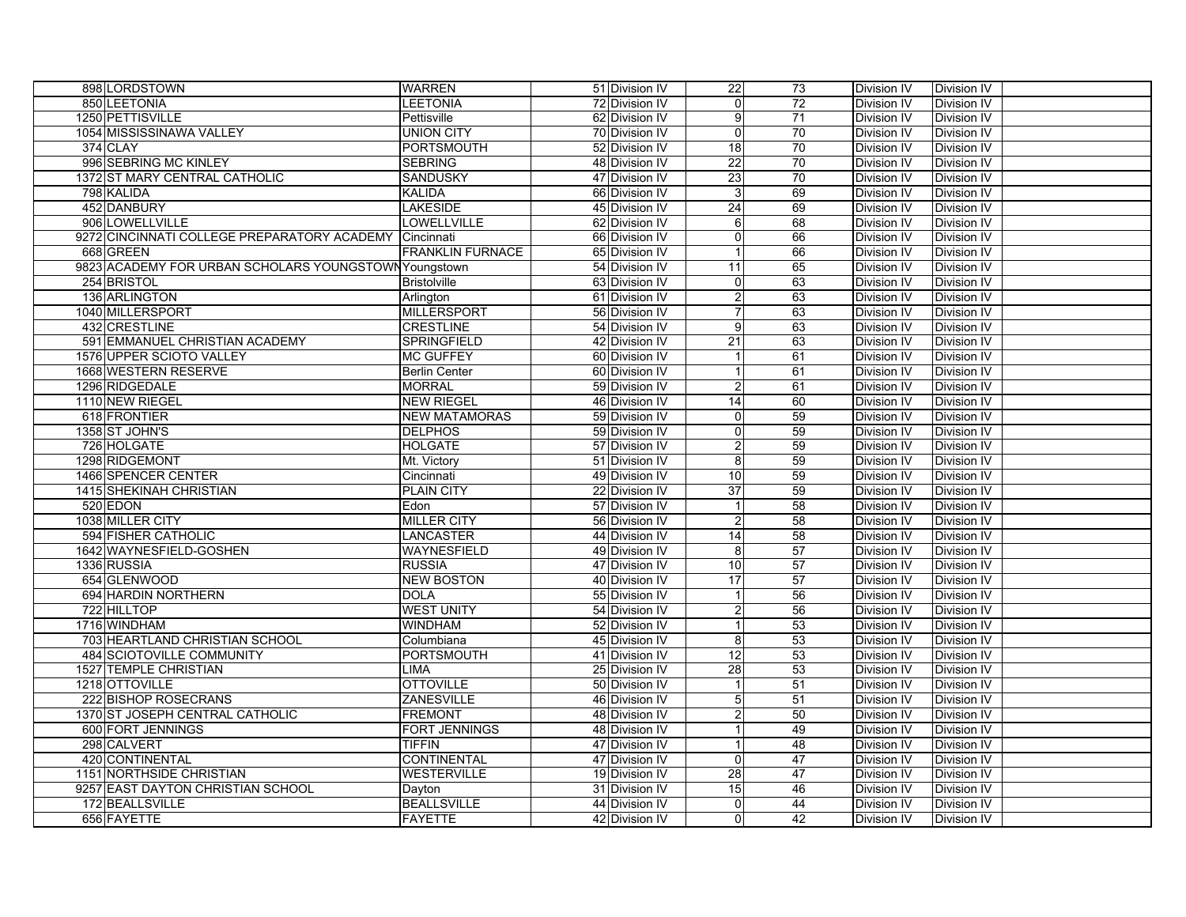| | | | | | | | | |
|---|---|---|---|---|---|---|---|---|
| 898 | LORDSTOWN | WARREN | 51 | Division IV | 22 | 73 | Division IV | Division IV |
| 850 | LEETONIA | LEETONIA | 72 | Division IV | 0 | 72 | Division IV | Division IV |
| 1250 | PETTISVILLE | Pettisville | 62 | Division IV | 9 | 71 | Division IV | Division IV |
| 1054 | MISSISSINAWA VALLEY | UNION CITY | 70 | Division IV | 0 | 70 | Division IV | Division IV |
| 374 | CLAY | PORTSMOUTH | 52 | Division IV | 18 | 70 | Division IV | Division IV |
| 996 | SEBRING MC KINLEY | SEBRING | 48 | Division IV | 22 | 70 | Division IV | Division IV |
| 1372 | ST MARY CENTRAL CATHOLIC | SANDUSKY | 47 | Division IV | 23 | 70 | Division IV | Division IV |
| 798 | KALIDA | KALIDA | 66 | Division IV | 3 | 69 | Division IV | Division IV |
| 452 | DANBURY | LAKESIDE | 45 | Division IV | 24 | 69 | Division IV | Division IV |
| 906 | LOWELLVILLE | LOWELLVILLE | 62 | Division IV | 6 | 68 | Division IV | Division IV |
| 9272 | CINCINNATI COLLEGE PREPARATORY ACADEMY | Cincinnati | 66 | Division IV | 0 | 66 | Division IV | Division IV |
| 668 | GREEN | FRANKLIN FURNACE | 65 | Division IV | 1 | 66 | Division IV | Division IV |
| 9823 | ACADEMY FOR URBAN SCHOLARS YOUNGSTOWN | Youngstown | 54 | Division IV | 11 | 65 | Division IV | Division IV |
| 254 | BRISTOL | Bristolville | 63 | Division IV | 0 | 63 | Division IV | Division IV |
| 136 | ARLINGTON | Arlington | 61 | Division IV | 2 | 63 | Division IV | Division IV |
| 1040 | MILLERSPORT | MILLERSPORT | 56 | Division IV | 7 | 63 | Division IV | Division IV |
| 432 | CRESTLINE | CRESTLINE | 54 | Division IV | 9 | 63 | Division IV | Division IV |
| 591 | EMMANUEL CHRISTIAN ACADEMY | SPRINGFIELD | 42 | Division IV | 21 | 63 | Division IV | Division IV |
| 1576 | UPPER SCIOTO VALLEY | MC GUFFEY | 60 | Division IV | 1 | 61 | Division IV | Division IV |
| 1668 | WESTERN RESERVE | Berlin Center | 60 | Division IV | 1 | 61 | Division IV | Division IV |
| 1296 | RIDGEDALE | MORRAL | 59 | Division IV | 2 | 61 | Division IV | Division IV |
| 1110 | NEW RIEGEL | NEW RIEGEL | 46 | Division IV | 14 | 60 | Division IV | Division IV |
| 618 | FRONTIER | NEW MATAMORAS | 59 | Division IV | 0 | 59 | Division IV | Division IV |
| 1358 | ST JOHN'S | DELPHOS | 59 | Division IV | 0 | 59 | Division IV | Division IV |
| 726 | HOLGATE | HOLGATE | 57 | Division IV | 2 | 59 | Division IV | Division IV |
| 1298 | RIDGEMONT | Mt. Victory | 51 | Division IV | 8 | 59 | Division IV | Division IV |
| 1466 | SPENCER CENTER | Cincinnati | 49 | Division IV | 10 | 59 | Division IV | Division IV |
| 1415 | SHEKINAH CHRISTIAN | PLAIN CITY | 22 | Division IV | 37 | 59 | Division IV | Division IV |
| 520 | EDON | Edon | 57 | Division IV | 1 | 58 | Division IV | Division IV |
| 1038 | MILLER CITY | MILLER CITY | 56 | Division IV | 2 | 58 | Division IV | Division IV |
| 594 | FISHER CATHOLIC | LANCASTER | 44 | Division IV | 14 | 58 | Division IV | Division IV |
| 1642 | WAYNESFIELD-GOSHEN | WAYNESFIELD | 49 | Division IV | 8 | 57 | Division IV | Division IV |
| 1336 | RUSSIA | RUSSIA | 47 | Division IV | 10 | 57 | Division IV | Division IV |
| 654 | GLENWOOD | NEW BOSTON | 40 | Division IV | 17 | 57 | Division IV | Division IV |
| 694 | HARDIN NORTHERN | DOLA | 55 | Division IV | 1 | 56 | Division IV | Division IV |
| 722 | HILLTOP | WEST UNITY | 54 | Division IV | 2 | 56 | Division IV | Division IV |
| 1716 | WINDHAM | WINDHAM | 52 | Division IV | 1 | 53 | Division IV | Division IV |
| 703 | HEARTLAND CHRISTIAN SCHOOL | Columbiana | 45 | Division IV | 8 | 53 | Division IV | Division IV |
| 484 | SCIOTOVILLE COMMUNITY | PORTSMOUTH | 41 | Division IV | 12 | 53 | Division IV | Division IV |
| 1527 | TEMPLE CHRISTIAN | LIMA | 25 | Division IV | 28 | 53 | Division IV | Division IV |
| 1218 | OTTOVILLE | OTTOVILLE | 50 | Division IV | 1 | 51 | Division IV | Division IV |
| 222 | BISHOP ROSECRANS | ZANESVILLE | 46 | Division IV | 5 | 51 | Division IV | Division IV |
| 1370 | ST JOSEPH CENTRAL CATHOLIC | FREMONT | 48 | Division IV | 2 | 50 | Division IV | Division IV |
| 600 | FORT JENNINGS | FORT JENNINGS | 48 | Division IV | 1 | 49 | Division IV | Division IV |
| 298 | CALVERT | TIFFIN | 47 | Division IV | 1 | 48 | Division IV | Division IV |
| 420 | CONTINENTAL | CONTINENTAL | 47 | Division IV | 0 | 47 | Division IV | Division IV |
| 1151 | NORTHSIDE CHRISTIAN | WESTERVILLE | 19 | Division IV | 28 | 47 | Division IV | Division IV |
| 9257 | EAST DAYTON CHRISTIAN SCHOOL | Dayton | 31 | Division IV | 15 | 46 | Division IV | Division IV |
| 172 | BEALLSVILLE | BEALLSVILLE | 44 | Division IV | 0 | 44 | Division IV | Division IV |
| 656 | FAYETTE | FAYETTE | 42 | Division IV | 0 | 42 | Division IV | Division IV |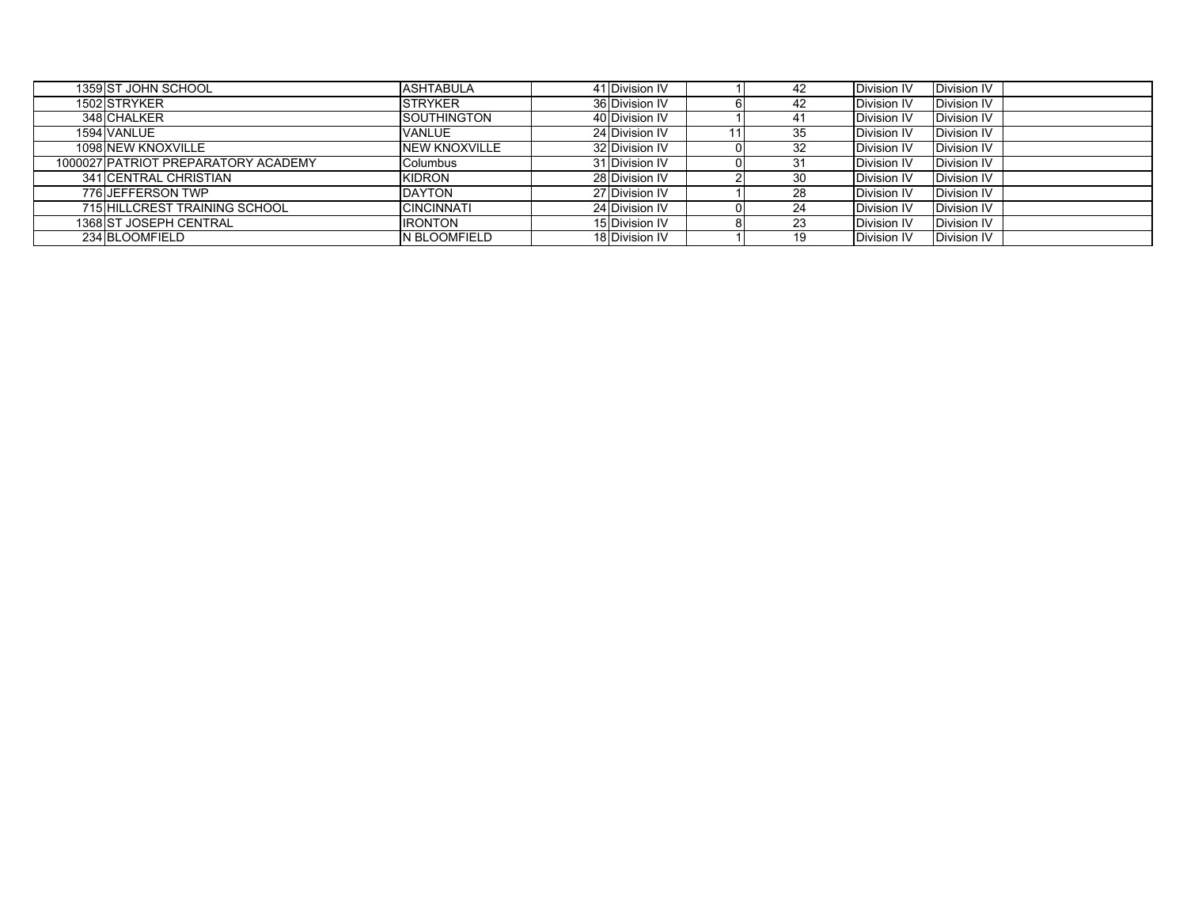| | | | | | | | | | |
|---|---|---|---|---|---|---|---|---|---|
| 1359 | ST JOHN SCHOOL | ASHTABULA | 41 | Division IV | 1 | 42 | Division IV | Division IV | |
| 1502 | STRYKER | STRYKER | 36 | Division IV | 6 | 42 | Division IV | Division IV | |
| 348 | CHALKER | SOUTHINGTON | 40 | Division IV | 1 | 41 | Division IV | Division IV | |
| 1594 | VANLUE | VANLUE | 24 | Division IV | 11 | 35 | Division IV | Division IV | |
| 1098 | NEW KNOXVILLE | NEW KNOXVILLE | 32 | Division IV | 0 | 32 | Division IV | Division IV | |
| 1000027 | PATRIOT PREPARATORY ACADEMY | Columbus | 31 | Division IV | 0 | 31 | Division IV | Division IV | |
| 341 | CENTRAL CHRISTIAN | KIDRON | 28 | Division IV | 2 | 30 | Division IV | Division IV | |
| 776 | JEFFERSON TWP | DAYTON | 27 | Division IV | 1 | 28 | Division IV | Division IV | |
| 715 | HILLCREST TRAINING SCHOOL | CINCINNATI | 24 | Division IV | 0 | 24 | Division IV | Division IV | |
| 1368 | ST JOSEPH CENTRAL | IRONTON | 15 | Division IV | 8 | 23 | Division IV | Division IV | |
| 234 | BLOOMFIELD | N BLOOMFIELD | 18 | Division IV | 1 | 19 | Division IV | Division IV | |